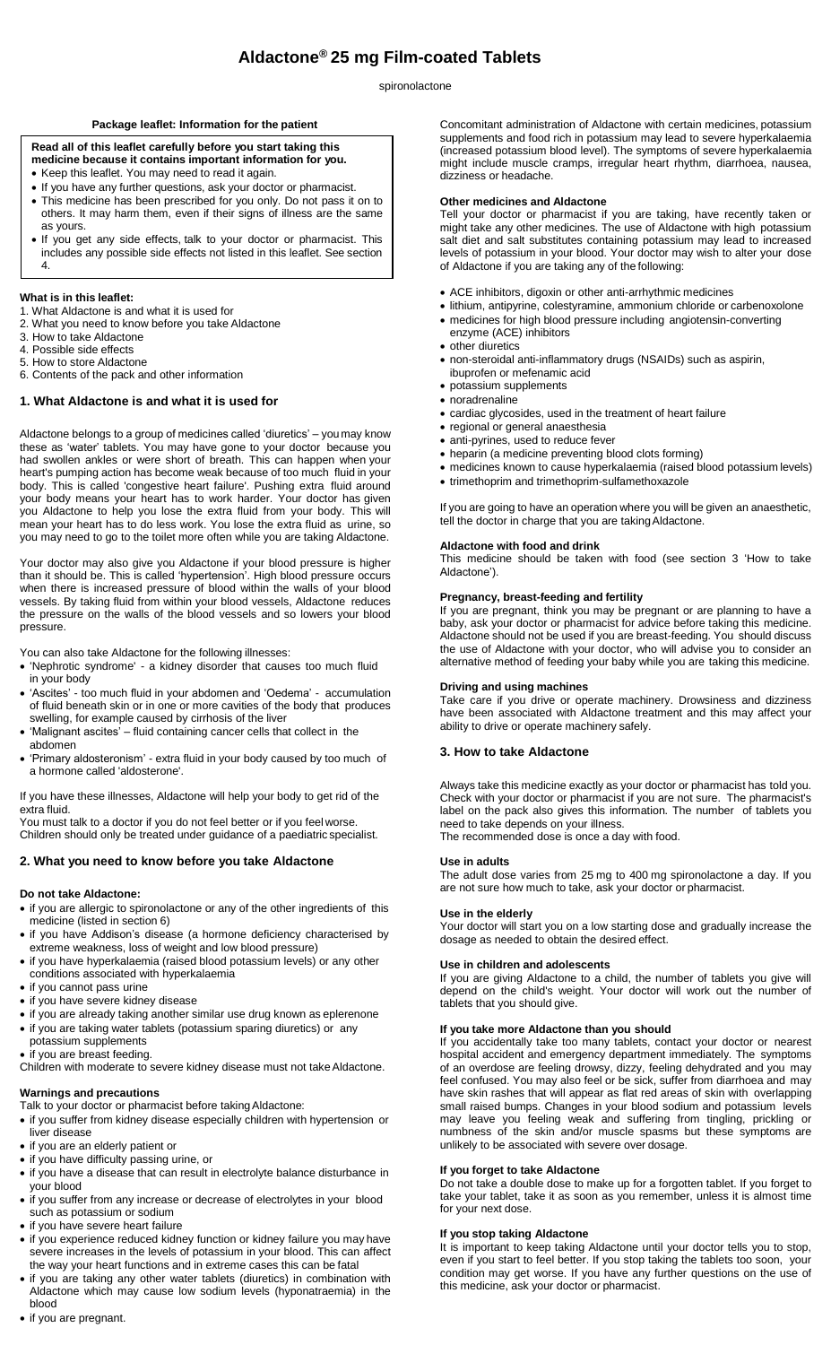# Aldactone® 25 mg Film-coated Tablets

spironolactone

**Package leaflet: Information for the patient**

**Read all of this leaflet carefully before you start taking this medicine because it contains important information for you.**

- Keep this leaflet. You may need to read it again.
- If you have any further questions, ask your doctor or pharmacist.
- This medicine has been prescribed for you only. Do not pass it on to others. It may harm them, even if their signs of illness are the same as yours.
- If you get any side effects, talk to your doctor or pharmacist. This includes any possible side effects not listed in this leaflet. See section 4.

**What is in this leaflet:**

1. What Aldactone is and what it is used for
2. What you need to know before you take Aldactone
3. How to take Aldactone
4. Possible side effects
5. How to store Aldactone
6. Contents of the pack and other information

## 1. What Aldactone is and what it is used for

Aldactone belongs to a group of medicines called 'diuretics' – you may know these as 'water' tablets. You may have gone to your doctor because you had swollen ankles or were short of breath. This can happen when your heart's pumping action has become weak because of too much fluid in your body. This is called 'congestive heart failure'. Pushing extra fluid around your body means your heart has to work harder. Your doctor has given you Aldactone to help you lose the extra fluid from your body. This will mean your heart has to do less work. You lose the extra fluid as urine, so you may need to go to the toilet more often while you are taking Aldactone.

Your doctor may also give you Aldactone if your blood pressure is higher than it should be. This is called 'hypertension'. High blood pressure occurs when there is increased pressure of blood within the walls of your blood vessels. By taking fluid from within your blood vessels, Aldactone reduces the pressure on the walls of the blood vessels and so lowers your blood pressure.

You can also take Aldactone for the following illnesses:

- 'Nephrotic syndrome' - a kidney disorder that causes too much fluid in your body
- 'Ascites' - too much fluid in your abdomen and 'Oedema' - accumulation of fluid beneath skin or in one or more cavities of the body that produces swelling, for example caused by cirrhosis of the liver
- 'Malignant ascites' – fluid containing cancer cells that collect in the abdomen
- 'Primary aldosteronism' - extra fluid in your body caused by too much of a hormone called 'aldosterone'.

If you have these illnesses, Aldactone will help your body to get rid of the extra fluid.

You must talk to a doctor if you do not feel better or if you feel worse.

Children should only be treated under guidance of a paediatric specialist.

## 2. What you need to know before you take Aldactone

**Do not take Aldactone:**

- if you are allergic to spironolactone or any of the other ingredients of this medicine (listed in section 6)
- if you have Addison's disease (a hormone deficiency characterised by extreme weakness, loss of weight and low blood pressure)
- if you have hyperkalaemia (raised blood potassium levels) or any other conditions associated with hyperkalaemia
- if you cannot pass urine
- if you have severe kidney disease
- if you are already taking another similar use drug known as eplerenone
- if you are taking water tablets (potassium sparing diuretics) or any potassium supplements
- if you are breast feeding.

Children with moderate to severe kidney disease must not take Aldactone.

**Warnings and precautions**

Talk to your doctor or pharmacist before taking Aldactone:

- if you suffer from kidney disease especially children with hypertension or liver disease
- if you are an elderly patient or
- if you have difficulty passing urine, or
- if you have a disease that can result in electrolyte balance disturbance in your blood
- if you suffer from any increase or decrease of electrolytes in your blood such as potassium or sodium
- if you have severe heart failure
- if you experience reduced kidney function or kidney failure you may have severe increases in the levels of potassium in your blood. This can affect the way your heart functions and in extreme cases this can be fatal
- if you are taking any other water tablets (diuretics) in combination with Aldactone which may cause low sodium levels (hyponatraemia) in the blood
- if you are pregnant.

Concomitant administration of Aldactone with certain medicines, potassium supplements and food rich in potassium may lead to severe hyperkalaemia (increased potassium blood level). The symptoms of severe hyperkalaemia might include muscle cramps, irregular heart rhythm, diarrhoea, nausea, dizziness or headache.

**Other medicines and Aldactone**

Tell your doctor or pharmacist if you are taking, have recently taken or might take any other medicines. The use of Aldactone with high potassium salt diet and salt substitutes containing potassium may lead to increased levels of potassium in your blood. Your doctor may wish to alter your dose of Aldactone if you are taking any of the following:

- ACE inhibitors, digoxin or other anti-arrhythmic medicines
- lithium, antipyrine, colestyramine, ammonium chloride or carbenoxolone
- medicines for high blood pressure including angiotensin-converting enzyme (ACE) inhibitors
- other diuretics
- non-steroidal anti-inflammatory drugs (NSAIDs) such as aspirin, ibuprofen or mefenamic acid
- potassium supplements
- noradrenaline
- cardiac glycosides, used in the treatment of heart failure
- regional or general anaesthesia
- anti-pyrines, used to reduce fever
- heparin (a medicine preventing blood clots forming)
- medicines known to cause hyperkalaemia (raised blood potassium levels)
- trimethoprim and trimethoprim-sulfamethoxazole

If you are going to have an operation where you will be given an anaesthetic, tell the doctor in charge that you are taking Aldactone.

**Aldactone with food and drink**

This medicine should be taken with food (see section 3 'How to take Aldactone').

**Pregnancy, breast-feeding and fertility**

If you are pregnant, think you may be pregnant or are planning to have a baby, ask your doctor or pharmacist for advice before taking this medicine. Aldactone should not be used if you are breast-feeding. You should discuss the use of Aldactone with your doctor, who will advise you to consider an alternative method of feeding your baby while you are taking this medicine.

**Driving and using machines**

Take care if you drive or operate machinery. Drowsiness and dizziness have been associated with Aldactone treatment and this may affect your ability to drive or operate machinery safely.

## 3. How to take Aldactone

Always take this medicine exactly as your doctor or pharmacist has told you. Check with your doctor or pharmacist if you are not sure. The pharmacist's label on the pack also gives this information. The number of tablets you need to take depends on your illness.

The recommended dose is once a day with food.

**Use in adults**

The adult dose varies from 25 mg to 400 mg spironolactone a day. If you are not sure how much to take, ask your doctor or pharmacist.

**Use in the elderly**

Your doctor will start you on a low starting dose and gradually increase the dosage as needed to obtain the desired effect.

**Use in children and adolescents**

If you are giving Aldactone to a child, the number of tablets you give will depend on the child's weight. Your doctor will work out the number of tablets that you should give.

**If you take more Aldactone than you should**

If you accidentally take too many tablets, contact your doctor or nearest hospital accident and emergency department immediately. The symptoms of an overdose are feeling drowsy, dizzy, feeling dehydrated and you may feel confused. You may also feel or be sick, suffer from diarrhoea and may have skin rashes that will appear as flat red areas of skin with overlapping small raised bumps. Changes in your blood sodium and potassium levels may leave you feeling weak and suffering from tingling, prickling or numbness of the skin and/or muscle spasms but these symptoms are unlikely to be associated with severe over dosage.

**If you forget to take Aldactone**

Do not take a double dose to make up for a forgotten tablet. If you forget to take your tablet, take it as soon as you remember, unless it is almost time for your next dose.

**If you stop taking Aldactone**

It is important to keep taking Aldactone until your doctor tells you to stop, even if you start to feel better. If you stop taking the tablets too soon, your condition may get worse. If you have any further questions on the use of this medicine, ask your doctor or pharmacist.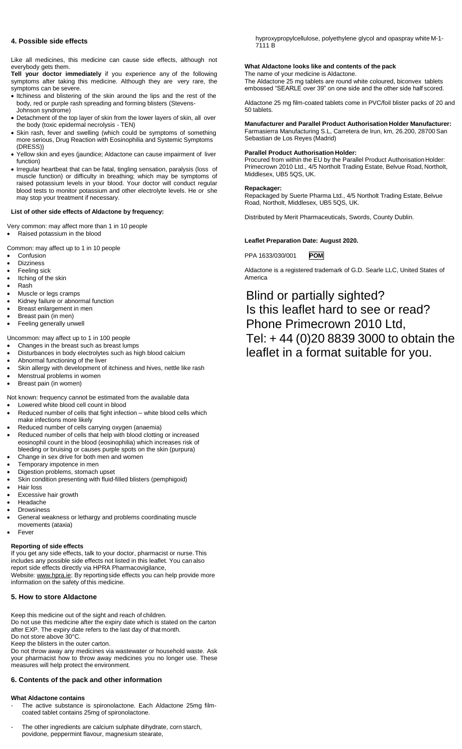## 4. Possible side effects

Like all medicines, this medicine can cause side effects, although not everybody gets them.

**Tell your doctor immediately** if you experience any of the following symptoms after taking this medicine. Although they are very rare, the symptoms can be severe.

- Itchiness and blistering of the skin around the lips and the rest of the body, red or purple rash spreading and forming blisters (Stevens-Johnson syndrome)
- Detachment of the top layer of skin from the lower layers of skin, all over the body (toxic epidermal necrolysis - TEN)
- Skin rash, fever and swelling (which could be symptoms of something more serious, Drug Reaction with Eosinophilia and Systemic Symptoms (DRESS))
- Yellow skin and eyes (jaundice; Aldactone can cause impairment of liver function)
- Irregular heartbeat that can be fatal, tingling sensation, paralysis (loss of muscle function) or difficulty in breathing; which may be symptoms of raised potassium levels in your blood. Your doctor will conduct regular blood tests to monitor potassium and other electrolyte levels. He or she may stop your treatment if necessary.

**List of other side effects of Aldactone by frequency:**

Very common: may affect more than 1 in 10 people

- Raised potassium in the blood

Common: may affect up to 1 in 10 people

- Confusion
- Dizziness
- Feeling sick
- Itching of the skin
- Rash
- Muscle or legs cramps
- Kidney failure or abnormal function
- Breast enlargement in men
- Breast pain (in men)
- Feeling generally unwell

Uncommon: may affect up to 1 in 100 people

- Changes in the breast such as breast lumps
- Disturbances in body electrolytes such as high blood calcium
- Abnormal functioning of the liver
- Skin allergy with development of itchiness and hives, nettle like rash
- Menstrual problems in women
- Breast pain (in women)

Not known: frequency cannot be estimated from the available data

- Lowered white blood cell count in blood
- Reduced number of cells that fight infection – white blood cells which make infections more likely
- Reduced number of cells carrying oxygen (anaemia)
- Reduced number of cells that help with blood clotting or increased eosinophil count in the blood (eosinophilia) which increases risk of bleeding or bruising or causes purple spots on the skin (purpura)
- Change in sex drive for both men and women
- Temporary impotence in men
- Digestion problems, stomach upset
- Skin condition presenting with fluid-filled blisters (pemphigoid)
- Hair loss
- Excessive hair growth
- Headache
- Drowsiness
- General weakness or lethargy and problems coordinating muscle movements (ataxia)
- Fever

**Reporting of side effects**

If you get any side effects, talk to your doctor, pharmacist or nurse. This includes any possible side effects not listed in this leaflet. You can also report side effects directly via HPRA Pharmacovigilance,
Website: www.hpra.ie; By reporting side effects you can help provide more information on the safety of this medicine.

## 5. How to store Aldactone

Keep this medicine out of the sight and reach of children.
Do not use this medicine after the expiry date which is stated on the carton after EXP. The expiry date refers to the last day of that month.
Do not store above 30°C.
Keep the blisters in the outer carton.
Do not throw away any medicines via wastewater or household waste. Ask your pharmacist how to throw away medicines you no longer use. These measures will help protect the environment.

## 6. Contents of the pack and other information

**What Aldactone contains**

- The active substance is spironolactone. Each Aldactone 25mg film-coated tablet contains 25mg of spironolactone.
- The other ingredients are calcium sulphate dihydrate, corn starch, povidone, peppermint flavour, magnesium stearate, hyproxypropylcellulose, polyethylene glycol and opaspray white M-1-7111 B

**What Aldactone looks like and contents of the pack**

The name of your medicine is Aldactone.
The Aldactone 25 mg tablets are round white coloured, biconvex tablets embossed "SEARLE over 39" on one side and the other side half scored.

Aldactone 25 mg film-coated tablets come in PVC/foil blister packs of 20 and 50 tablets.

**Manufacturer and Parallel Product Authorisation Holder Manufacturer:**
Farmasierra Manufacturing S.L, Carretera de Irun, km, 26.200, 28700 San Sebastian de Los Reyes (Madrid)

**Parallel Product Authorisation Holder:**
Procured from within the EU by the Parallel Product Authorisation Holder: Primecrown 2010 Ltd., 4/5 Northolt Trading Estate, Belvue Road, Northolt, Middlesex, UB5 5QS, UK.

**Repackager:**
Repackaged by Suerte Pharma Ltd., 4/5 Northolt Trading Estate, Belvue Road, Northolt, Middlesex, UB5 5QS, UK.

Distributed by Merit Pharmaceuticals, Swords, County Dublin.

**Leaflet Preparation Date: August 2020.**

PPA 1633/030/001 **POM**

Aldactone is a registered trademark of G.D. Searle LLC, United States of America

Blind or partially sighted?
Is this leaflet hard to see or read?
Phone Primecrown 2010 Ltd,
Tel: + 44 (0)20 8839 3000 to obtain the leaflet in a format suitable for you.